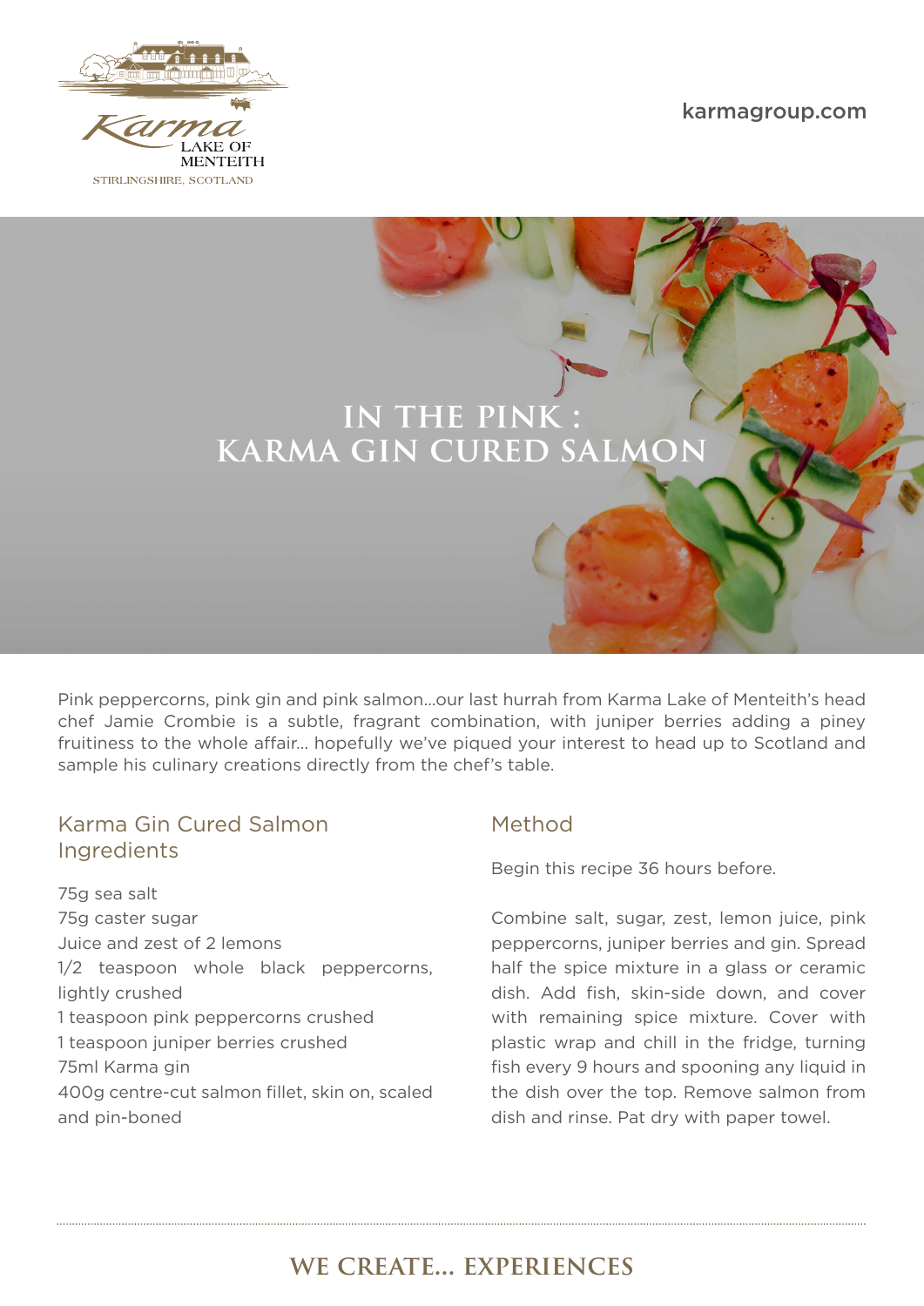Karma
LAKE OF
MENTEITH
STIRLINGSHIRE, SCOTLAND

karmagroup.com

# IN THE PINK : KARMA GIN CURED SALMON

Pink peppercorns, pink gin and pink salmon...our last hurrah from Karma Lake of Menteith's head chef Jamie Crombie is a subtle, fragrant combination, with juniper berries adding a piney fruitiness to the whole affair... hopefully we've piqued your interest to head up to Scotland and sample his culinary creations directly from the chef's table.

## Karma Gin Cured Salmon Ingredients

75g sea salt
75g caster sugar
Juice and zest of 2 lemons
1/2 teaspoon whole black peppercorns, lightly crushed
1 teaspoon pink peppercorns crushed
1 teaspoon juniper berries crushed
75ml Karma gin
400g centre-cut salmon fillet, skin on, scaled and pin-boned

## Method

Begin this recipe 36 hours before.

Combine salt, sugar, zest, lemon juice, pink peppercorns, juniper berries and gin. Spread half the spice mixture in a glass or ceramic dish. Add fish, skin-side down, and cover with remaining spice mixture. Cover with plastic wrap and chill in the fridge, turning fish every 9 hours and spooning any liquid in the dish over the top. Remove salmon from dish and rinse. Pat dry with paper towel.

**WE CREATE... EXPERIENCES**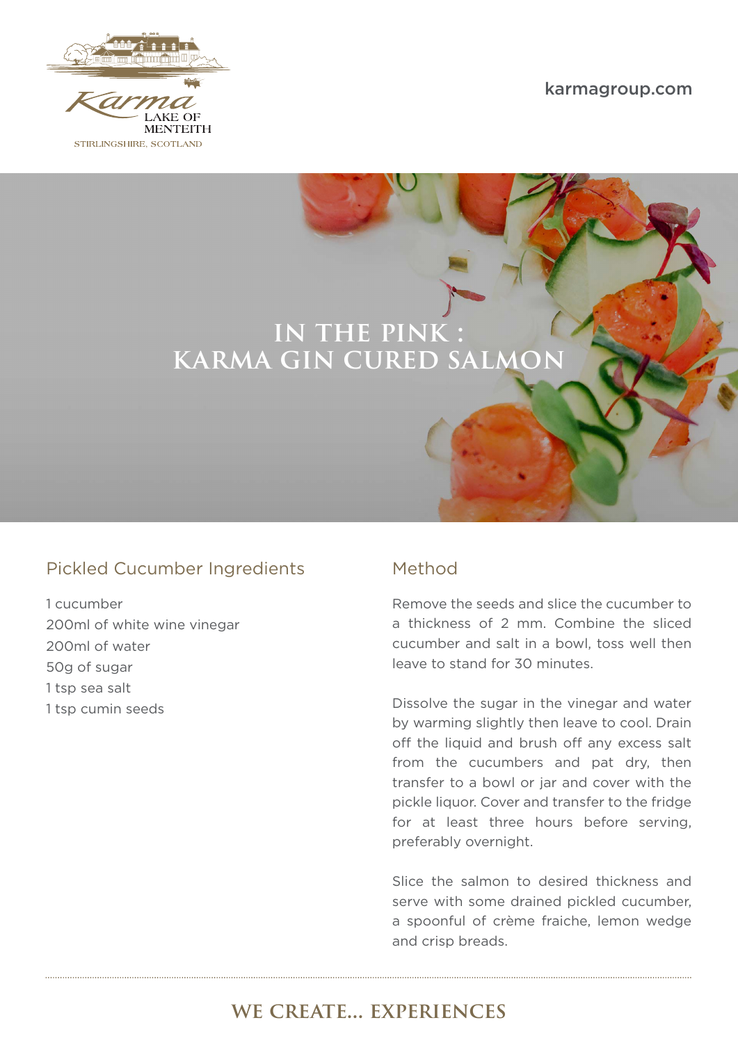Karma
LAKE OF MENTEITH
STIRLINGSHIRE, SCOTLAND

karmagroup.com

# IN THE PINK : KARMA GIN CURED SALMON

## Pickled Cucumber Ingredients

1 cucumber
200ml of white wine vinegar
200ml of water
50g of sugar
1 tsp sea salt
1 tsp cumin seeds

## Method

Remove the seeds and slice the cucumber to a thickness of 2 mm. Combine the sliced cucumber and salt in a bowl, toss well then leave to stand for 30 minutes.

Dissolve the sugar in the vinegar and water by warming slightly then leave to cool. Drain off the liquid and brush off any excess salt from the cucumbers and pat dry, then transfer to a bowl or jar and cover with the pickle liquor. Cover and transfer to the fridge for at least three hours before serving, preferably overnight.

Slice the salmon to desired thickness and serve with some drained pickled cucumber, a spoonful of crème fraiche, lemon wedge and crisp breads.

**WE CREATE... EXPERIENCES**